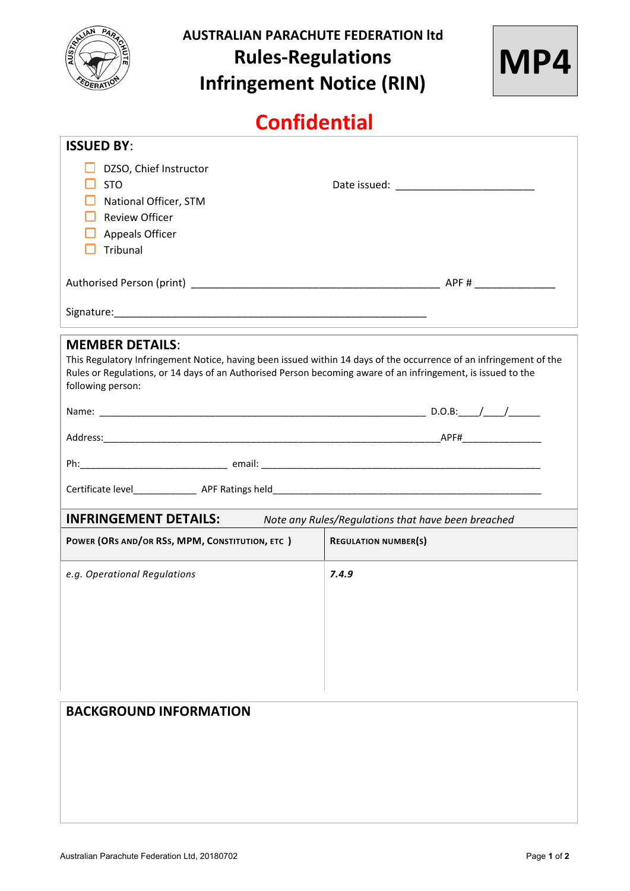# AUSTRALIAN PARACHUTE FEDERATION ltd

## Rules-Regulations Infringement Notice (RIN)

**MP4**

## Confidential

**ISSUED BY**:

- ☐ DZSO, Chief Instructor
- ☐ STO
- ☐ National Officer, STM
- ☐ Review Officer
- ☐ Appeals Officer
- ☐ Tribunal

Date issued: ________________________

Authorised Person (print) ___________________________________________ APF # ______________

Signature:_______________________________________________________

**MEMBER DETAILS**:

This Regulatory Infringement Notice, having been issued within 14 days of the occurrence of an infringement of the Rules or Regulations, or 14 days of an Authorised Person becoming aware of an infringement, is issued to the following person:

Name: _________________________________________________________ D.O.B:____/____/______

Address:__________________________________________________________APF#_______________

Ph:____________________________ email: ______________________________________________________

Certificate level____________ APF Ratings held_____________________________________________________

**INFRINGEMENT DETAILS:** *Note any Rules/Regulations that have been breached*

| POWER (ORS AND/OR RSS, MPM, CONSTITUTION, ETC ) | REGULATION NUMBER(S) |
|---|---|
| *e.g. Operational Regulations* | ***7.4.9*** |

**BACKGROUND INFORMATION**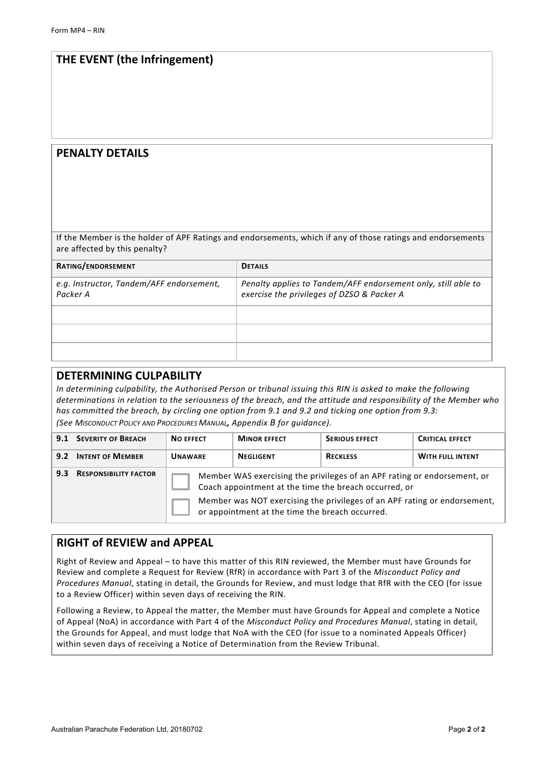## THE EVENT (the Infringement)

## PENALTY DETAILS

If the Member is the holder of APF Ratings and endorsements, which if any of those ratings and endorsements are affected by this penalty?

| RATING/ENDORSEMENT | DETAILS |
|---|---|
| *e.g. Instructor, Tandem/AFF endorsement, Packer A* | *Penalty applies to Tandem/AFF endorsement only, still able to exercise the privileges of DZSO & Packer A* |
| | |
| | |
| | |

## DETERMINING CULPABILITY

*In determining culpability, the Authorised Person or tribunal issuing this RIN is asked to make the following determinations in relation to the seriousness of the breach, and the attitude and responsibility of the Member who has committed the breach, by circling one option from 9.1 and 9.2 and ticking one option from 9.3:*
*(See MISCONDUCT POLICY AND PROCEDURES MANUAL, Appendix B for guidance).*

| | | | | |
|---|---|---|---|---|
| **9.1 SEVERITY OF BREACH** | **NO EFFECT** | **MINOR EFFECT** | **SERIOUS EFFECT** | **CRITICAL EFFECT** |
| **9.2 INTENT OF MEMBER** | **UNAWARE** | **NEGLIGENT** | **RECKLESS** | **WITH FULL INTENT** |
| **9.3 RESPONSIBILITY FACTOR** | ☐ Member WAS exercising the privileges of an APF rating or endorsement, or Coach appointment at the time the breach occurred, or<br>☐ Member was NOT exercising the privileges of an APF rating or endorsement, or appointment at the time the breach occurred. | | | |

## RIGHT of REVIEW and APPEAL

Right of Review and Appeal – to have this matter of this RIN reviewed, the Member must have Grounds for Review and complete a Request for Review (RfR) in accordance with Part 3 of the *Misconduct Policy and Procedures Manual*, stating in detail, the Grounds for Review, and must lodge that RfR with the CEO (for issue to a Review Officer) within seven days of receiving the RIN.

Following a Review, to Appeal the matter, the Member must have Grounds for Appeal and complete a Notice of Appeal (NoA) in accordance with Part 4 of the *Misconduct Policy and Procedures Manual*, stating in detail, the Grounds for Appeal, and must lodge that NoA with the CEO (for issue to a nominated Appeals Officer) within seven days of receiving a Notice of Determination from the Review Tribunal.